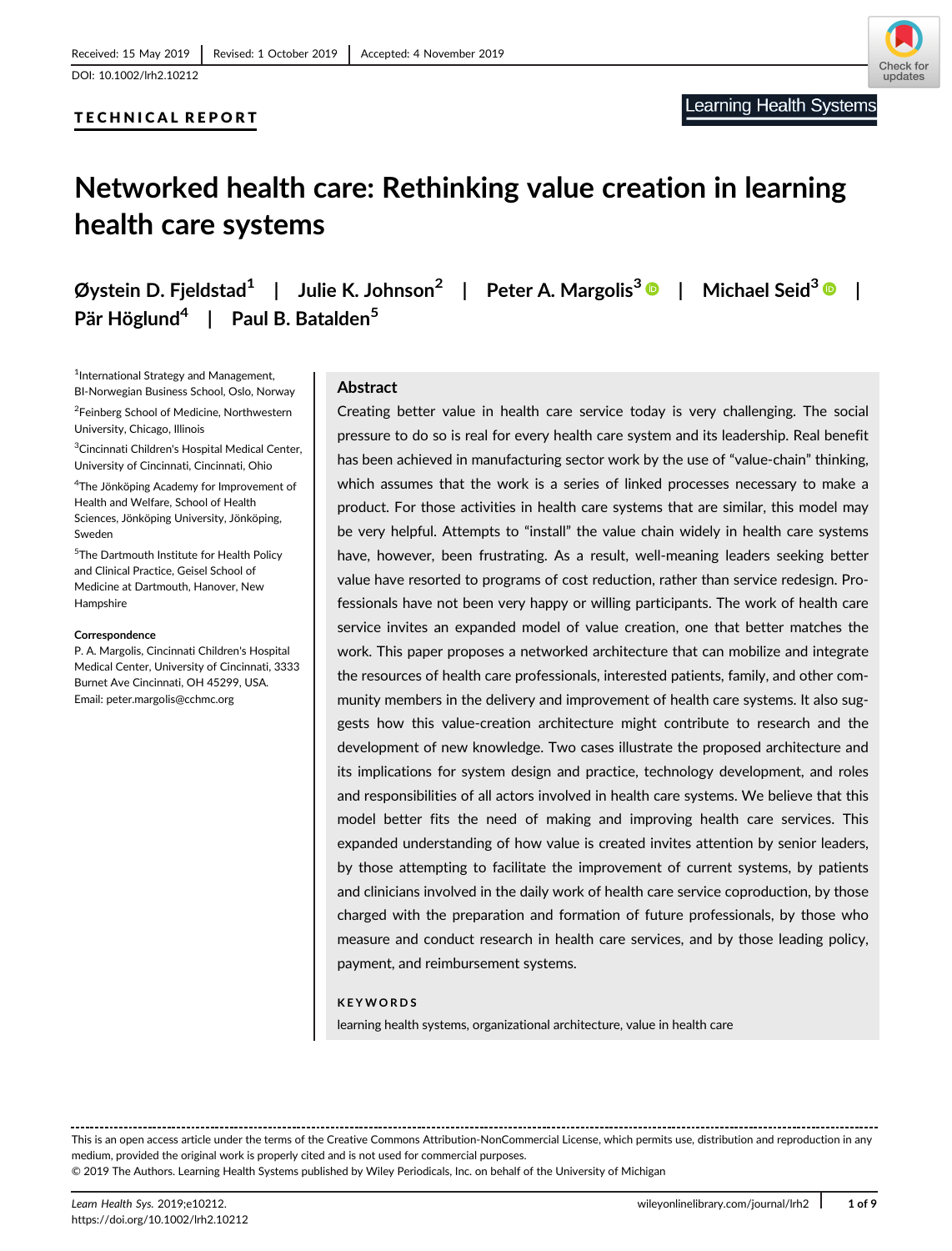Received: 15 May 2019 | Revised: 1 October 2019 | Accepted: 4 November 2019

DOI: 10.1002/lrh2.10212

**TECHNICAL REPORT**

# Networked health care: Rethinking value creation in learning health care systems

**Øystein D. Fjeldstad[1] | Julie K. Johnson[2] | Peter A. Margolis[3] | Michael Seid[3] | Pär Höglund[4] | Paul B. Batalden[5]**

[1]International Strategy and Management, BI-Norwegian Business School, Oslo, Norway

[2]Feinberg School of Medicine, Northwestern University, Chicago, Illinois

[3]Cincinnati Children's Hospital Medical Center, University of Cincinnati, Cincinnati, Ohio

[4]The Jönköping Academy for Improvement of Health and Welfare, School of Health Sciences, Jönköping University, Jönköping, Sweden

[5]The Dartmouth Institute for Health Policy and Clinical Practice, Geisel School of Medicine at Dartmouth, Hanover, New Hampshire

**Correspondence**

P. A. Margolis, Cincinnati Children's Hospital Medical Center, University of Cincinnati, 3333 Burnet Ave Cincinnati, OH 45229, USA.
Email: peter.margolis@cchmc.org

## Abstract

Creating better value in health care service today is very challenging. The social pressure to do so is real for every health care system and its leadership. Real benefit has been achieved in manufacturing sector work by the use of "value-chain" thinking, which assumes that the work is a series of linked processes necessary to make a product. For those activities in health care systems that are similar, this model may be very helpful. Attempts to "install" the value chain widely in health care systems have, however, been frustrating. As a result, well-meaning leaders seeking better value have resorted to programs of cost reduction, rather than service redesign. Professionals have not been very happy or willing participants. The work of health care service invites an expanded model of value creation, one that better matches the work. This paper proposes a networked architecture that can mobilize and integrate the resources of health care professionals, interested patients, family, and other community members in the delivery and improvement of health care systems. It also suggests how this value-creation architecture might contribute to research and the development of new knowledge. Two cases illustrate the proposed architecture and its implications for system design and practice, technology development, and roles and responsibilities of all actors involved in health care systems. We believe that this model better fits the need of making and improving health care services. This expanded understanding of how value is created invites attention by senior leaders, by those attempting to facilitate the improvement of current systems, by patients and clinicians involved in the daily work of health care service coproduction, by those charged with the preparation and formation of future professionals, by those who measure and conduct research in health care services, and by those leading policy, payment, and reimbursement systems.

**KEYWORDS**

learning health systems, organizational architecture, value in health care

This is an open access article under the terms of the Creative Commons Attribution-NonCommercial License, which permits use, distribution and reproduction in any medium, provided the original work is properly cited and is not used for commercial purposes.
© 2019 The Authors. Learning Health Systems published by Wiley Periodicals, Inc. on behalf of the University of Michigan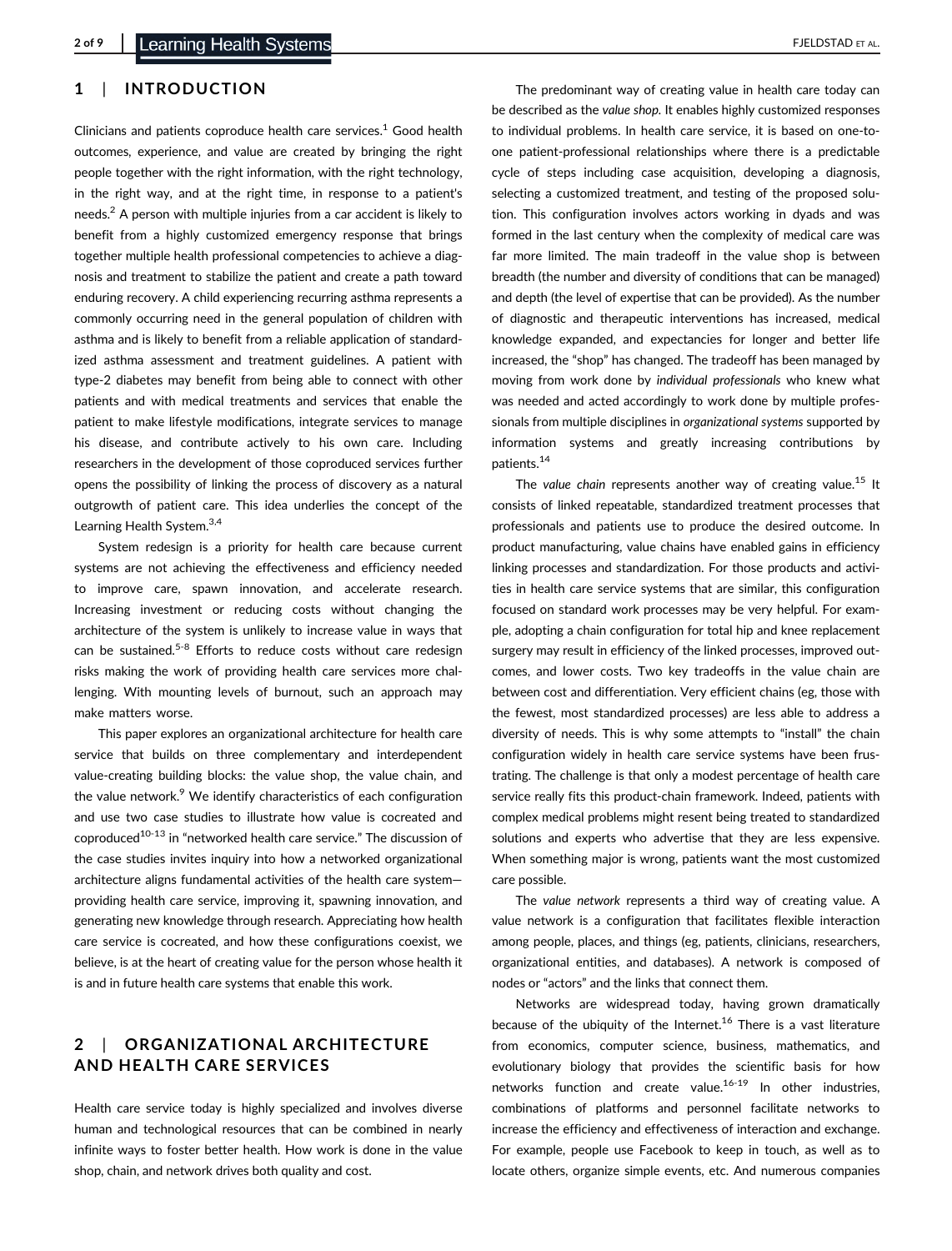## 1 | INTRODUCTION

Clinicians and patients coproduce health care services.[1] Good health outcomes, experience, and value are created by bringing the right people together with the right information, with the right technology, in the right way, and at the right time, in response to a patient's needs.[2] A person with multiple injuries from a car accident is likely to benefit from a highly customized emergency response that brings together multiple health professional competencies to achieve a diagnosis and treatment to stabilize the patient and create a path toward enduring recovery. A child experiencing recurring asthma represents a commonly occurring need in the general population of children with asthma and is likely to benefit from a reliable application of standardized asthma assessment and treatment guidelines. A patient with type-2 diabetes may benefit from being able to connect with other patients and with medical treatments and services that enable the patient to make lifestyle modifications, integrate services to manage his disease, and contribute actively to his own care. Including researchers in the development of those coproduced services further opens the possibility of linking the process of discovery as a natural outgrowth of patient care. This idea underlies the concept of the Learning Health System.[3,4]

System redesign is a priority for health care because current systems are not achieving the effectiveness and efficiency needed to improve care, spawn innovation, and accelerate research. Increasing investment or reducing costs without changing the architecture of the system is unlikely to increase value in ways that can be sustained.[5-8] Efforts to reduce costs without care redesign risks making the work of providing health care services more challenging. With mounting levels of burnout, such an approach may make matters worse.

This paper explores an organizational architecture for health care service that builds on three complementary and interdependent value-creating building blocks: the value shop, the value chain, and the value network.[9] We identify characteristics of each configuration and use two case studies to illustrate how value is cocreated and coproduced[10-13] in "networked health care service." The discussion of the case studies invites inquiry into how a networked organizational architecture aligns fundamental activities of the health care system—providing health care service, improving it, spawning innovation, and generating new knowledge through research. Appreciating how health care service is cocreated, and how these configurations coexist, we believe, is at the heart of creating value for the person whose health it is and in future health care systems that enable this work.

## 2 | ORGANIZATIONAL ARCHITECTURE AND HEALTH CARE SERVICES

Health care service today is highly specialized and involves diverse human and technological resources that can be combined in nearly infinite ways to foster better health. How work is done in the value shop, chain, and network drives both quality and cost.

The predominant way of creating value in health care today can be described as the *value shop*. It enables highly customized responses to individual problems. In health care service, it is based on one-to-one patient-professional relationships where there is a predictable cycle of steps including case acquisition, developing a diagnosis, selecting a customized treatment, and testing of the proposed solution. This configuration involves actors working in dyads and was formed in the last century when the complexity of medical care was far more limited. The main tradeoff in the value shop is between breadth (the number and diversity of conditions that can be managed) and depth (the level of expertise that can be provided). As the number of diagnostic and therapeutic interventions has increased, medical knowledge expanded, and expectancies for longer and better life increased, the "shop" has changed. The tradeoff has been managed by moving from work done by *individual professionals* who knew what was needed and acted accordingly to work done by multiple professionals from multiple disciplines in *organizational systems* supported by information systems and greatly increasing contributions by patients.[14]

The *value chain* represents another way of creating value.[15] It consists of linked repeatable, standardized treatment processes that professionals and patients use to produce the desired outcome. In product manufacturing, value chains have enabled gains in efficiency linking processes and standardization. For those products and activities in health care service systems that are similar, this configuration focused on standard work processes may be very helpful. For example, adopting a chain configuration for total hip and knee replacement surgery may result in efficiency of the linked processes, improved outcomes, and lower costs. Two key tradeoffs in the value chain are between cost and differentiation. Very efficient chains (eg, those with the fewest, most standardized processes) are less able to address a diversity of needs. This is why some attempts to "install" the chain configuration widely in health care service systems have been frustrating. The challenge is that only a modest percentage of health care service really fits this product-chain framework. Indeed, patients with complex medical problems might resent being treated to standardized solutions and experts who advertise that they are less expensive. When something major is wrong, patients want the most customized care possible.

The *value network* represents a third way of creating value. A value network is a configuration that facilitates flexible interaction among people, places, and things (eg, patients, clinicians, researchers, organizational entities, and databases). A network is composed of nodes or "actors" and the links that connect them.

Networks are widespread today, having grown dramatically because of the ubiquity of the Internet.[16] There is a vast literature from economics, computer science, business, mathematics, and evolutionary biology that provides the scientific basis for how networks function and create value.[16-19] In other industries, combinations of platforms and personnel facilitate networks to increase the efficiency and effectiveness of interaction and exchange. For example, people use Facebook to keep in touch, as well as to locate others, organize simple events, etc. And numerous companies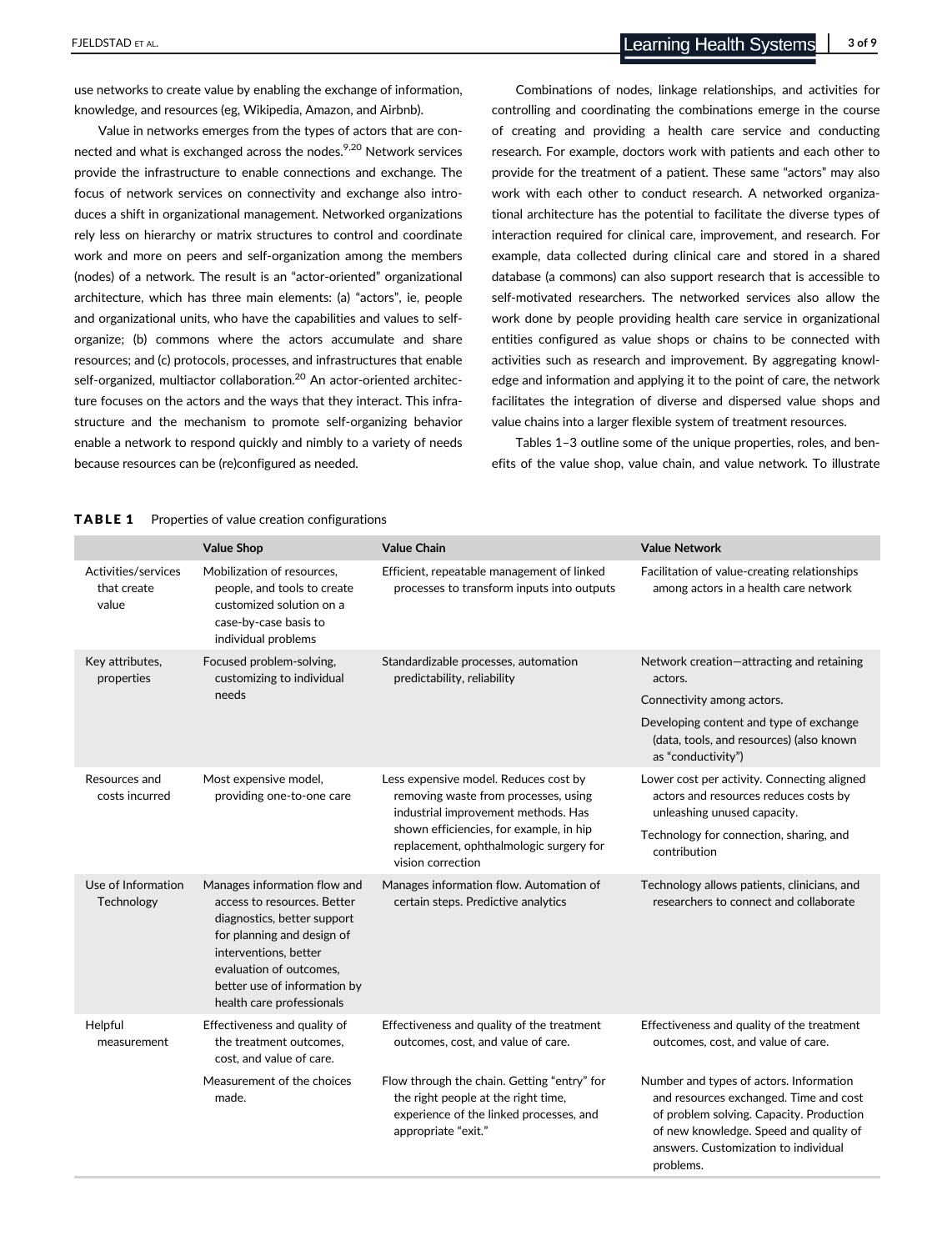use networks to create value by enabling the exchange of information, knowledge, and resources (eg, Wikipedia, Amazon, and Airbnb).

Value in networks emerges from the types of actors that are connected and what is exchanged across the nodes.[9,20] Network services provide the infrastructure to enable connections and exchange. The focus of network services on connectivity and exchange also introduces a shift in organizational management. Networked organizations rely less on hierarchy or matrix structures to control and coordinate work and more on peers and self-organization among the members (nodes) of a network. The result is an "actor-oriented" organizational architecture, which has three main elements: (a) "actors", ie, people and organizational units, who have the capabilities and values to self-organize; (b) commons where the actors accumulate and share resources; and (c) protocols, processes, and infrastructures that enable self-organized, multiactor collaboration.[20] An actor-oriented architecture focuses on the actors and the ways that they interact. This infrastructure and the mechanism to promote self-organizing behavior enable a network to respond quickly and nimbly to a variety of needs because resources can be (re)configured as needed.

Combinations of nodes, linkage relationships, and activities for controlling and coordinating the combinations emerge in the course of creating and providing a health care service and conducting research. For example, doctors work with patients and each other to provide for the treatment of a patient. These same "actors" may also work with each other to conduct research. A networked organizational architecture has the potential to facilitate the diverse types of interaction required for clinical care, improvement, and research. For example, data collected during clinical care and stored in a shared database (a commons) can also support research that is accessible to self-motivated researchers. The networked services also allow the work done by people providing health care service in organizational entities configured as value shops or chains to be connected with activities such as research and improvement. By aggregating knowledge and information and applying it to the point of care, the network facilitates the integration of diverse and dispersed value shops and value chains into a larger flexible system of treatment resources.

Tables 1–3 outline some of the unique properties, roles, and benefits of the value shop, value chain, and value network. To illustrate

**TABLE 1** Properties of value creation configurations

| | Value Shop | Value Chain | Value Network |
|---|---|---|---|
| Activities/services that create value | Mobilization of resources, people, and tools to create customized solution on a case-by-case basis to individual problems | Efficient, repeatable management of linked processes to transform inputs into outputs | Facilitation of value-creating relationships among actors in a health care network |
| Key attributes, properties | Focused problem-solving, customizing to individual needs | Standardizable processes, automation predictability, reliability | Network creation—attracting and retaining actors.<br>Connectivity among actors.<br>Developing content and type of exchange (data, tools, and resources) (also known as "conductivity") |
| Resources and costs incurred | Most expensive model, providing one-to-one care | Less expensive model. Reduces cost by removing waste from processes, using industrial improvement methods. Has shown efficiencies, for example, in hip replacement, ophthalmologic surgery for vision correction | Lower cost per activity. Connecting aligned actors and resources reduces costs by unleashing unused capacity.<br>Technology for connection, sharing, and contribution |
| Use of Information Technology | Manages information flow and access to resources. Better diagnostics, better support for planning and design of interventions, better evaluation of outcomes, better use of information by health care professionals | Manages information flow. Automation of certain steps. Predictive analytics | Technology allows patients, clinicians, and researchers to connect and collaborate |
| Helpful measurement | Effectiveness and quality of the treatment outcomes, cost, and value of care.<br>Measurement of the choices made. | Effectiveness and quality of the treatment outcomes, cost, and value of care.<br>Flow through the chain. Getting "entry" for the right people at the right time, experience of the linked processes, and appropriate "exit." | Effectiveness and quality of the treatment outcomes, cost, and value of care.<br>Number and types of actors. Information and resources exchanged. Time and cost of problem solving. Capacity. Production of new knowledge. Speed and quality of answers. Customization to individual problems. |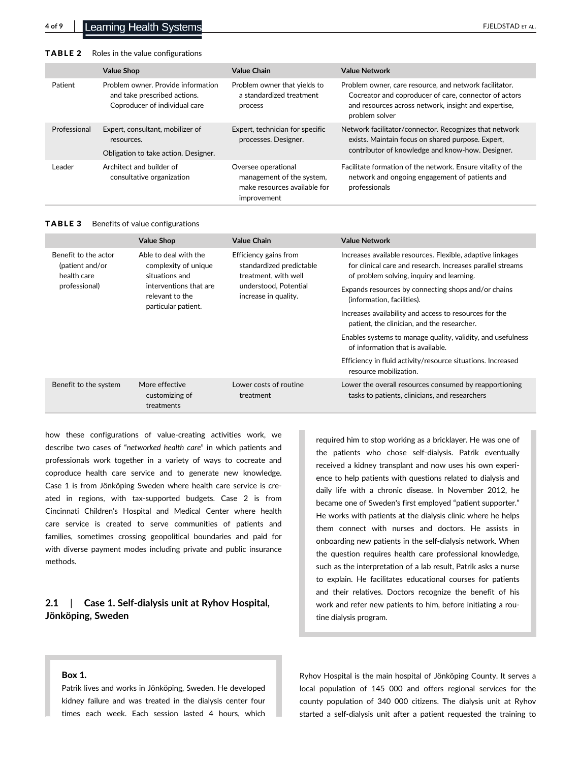**TABLE 2** Roles in the value configurations

| | Value Shop | Value Chain | Value Network |
|---|---|---|---|
| Patient | Problem owner. Provide information and take prescribed actions. Coproducer of individual care | Problem owner that yields to a standardized treatment process | Problem owner, care resource, and network facilitator. Cocreator and coproducer of care, connector of actors and resources across network, insight and expertise, problem solver |
| Professional | Expert, consultant, mobilizer of resources. Obligation to take action. Designer. | Expert, technician for specific processes. Designer. | Network facilitator/connector. Recognizes that network exists. Maintain focus on shared purpose. Expert, contributor of knowledge and know-how. Designer. |
| Leader | Architect and builder of consultative organization | Oversee operational management of the system, make resources available for improvement | Facilitate formation of the network. Ensure vitality of the network and ongoing engagement of patients and professionals |

**TABLE 3** Benefits of value configurations

| | Value Shop | Value Chain | Value Network |
|---|---|---|---|
| Benefit to the actor (patient and/or health care professional) | Able to deal with the complexity of unique situations and interventions that are relevant to the particular patient. | Efficiency gains from standardized predictable treatment, with well understood, Potential increase in quality. | Increases available resources. Flexible, adaptive linkages for clinical care and research. Increases parallel streams of problem solving, inquiry and learning. Expands resources by connecting shops and/or chains (information, facilities). Increases availability and access to resources for the patient, the clinician, and the researcher. Enables systems to manage quality, validity, and usefulness of information that is available. Efficiency in fluid activity/resource situations. Increased resource mobilization. |
| Benefit to the system | More effective customizing of treatments | Lower costs of routine treatment | Lower the overall resources consumed by reapportioning tasks to patients, clinicians, and researchers |

how these configurations of value-creating activities work, we describe two cases of "*networked health care*" in which patients and professionals work together in a variety of ways to cocreate and coproduce health care service and to generate new knowledge. Case 1 is from Jönköping Sweden where health care service is created in regions, with tax-supported budgets. Case 2 is from Cincinnati Children's Hospital and Medical Center where health care service is created to serve communities of patients and families, sometimes crossing geopolitical boundaries and paid for with diverse payment modes including private and public insurance methods.

## 2.1 | Case 1. Self-dialysis unit at Ryhov Hospital, Jönköping, Sweden

> **Box 1.**
>
> Patrik lives and works in Jönköping, Sweden. He developed kidney failure and was treated in the dialysis center four times each week. Each session lasted 4 hours, which required him to stop working as a bricklayer. He was one of the patients who chose self-dialysis. Patrik eventually received a kidney transplant and now uses his own experience to help patients with questions related to dialysis and daily life with a chronic disease. In November 2012, he became one of Sweden's first employed "patient supporter." He works with patients at the dialysis clinic where he helps them connect with nurses and doctors. He assists in onboarding new patients in the self-dialysis network. When the question requires health care professional knowledge, such as the interpretation of a lab result, Patrik asks a nurse to explain. He facilitates educational courses for patients and their relatives. Doctors recognize the benefit of his work and refer new patients to him, before initiating a routine dialysis program.

Ryhov Hospital is the main hospital of Jönköping County. It serves a local population of 145 000 and offers regional services for the county population of 340 000 citizens. The dialysis unit at Ryhov started a self-dialysis unit after a patient requested the training to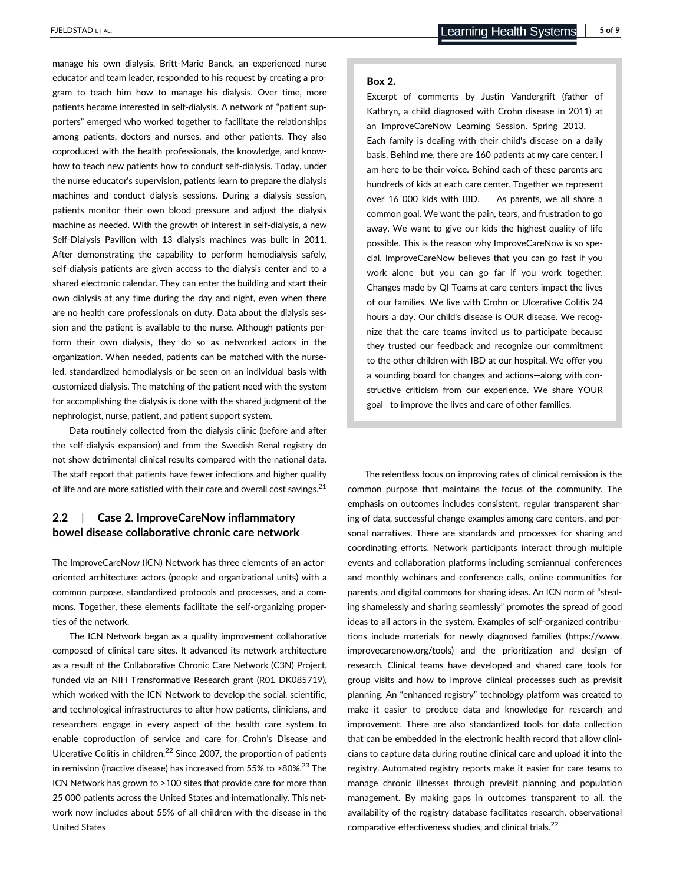manage his own dialysis. Britt-Marie Banck, an experienced nurse educator and team leader, responded to his request by creating a program to teach him how to manage his dialysis. Over time, more patients became interested in self-dialysis. A network of "patient supporters" emerged who worked together to facilitate the relationships among patients, doctors and nurses, and other patients. They also coproduced with the health professionals, the knowledge, and know-how to teach new patients how to conduct self-dialysis. Today, under the nurse educator's supervision, patients learn to prepare the dialysis machines and conduct dialysis sessions. During a dialysis session, patients monitor their own blood pressure and adjust the dialysis machine as needed. With the growth of interest in self-dialysis, a new Self-Dialysis Pavilion with 13 dialysis machines was built in 2011. After demonstrating the capability to perform hemodialysis safely, self-dialysis patients are given access to the dialysis center and to a shared electronic calendar. They can enter the building and start their own dialysis at any time during the day and night, even when there are no health care professionals on duty. Data about the dialysis session and the patient is available to the nurse. Although patients perform their own dialysis, they do so as networked actors in the organization. When needed, patients can be matched with the nurse-led, standardized hemodialysis or be seen on an individual basis with customized dialysis. The matching of the patient need with the system for accomplishing the dialysis is done with the shared judgment of the nephrologist, nurse, patient, and patient support system.

Data routinely collected from the dialysis clinic (before and after the self-dialysis expansion) and from the Swedish Renal registry do not show detrimental clinical results compared with the national data. The staff report that patients have fewer infections and higher quality of life and are more satisfied with their care and overall cost savings.[21]

## 2.2 | Case 2. ImproveCareNow inflammatory bowel disease collaborative chronic care network

The ImproveCareNow (ICN) Network has three elements of an actor-oriented architecture: actors (people and organizational units) with a common purpose, standardized protocols and processes, and a commons. Together, these elements facilitate the self-organizing properties of the network.

The ICN Network began as a quality improvement collaborative composed of clinical care sites. It advanced its network architecture as a result of the Collaborative Chronic Care Network (C3N) Project, funded via an NIH Transformative Research grant (R01 DK085719), which worked with the ICN Network to develop the social, scientific, and technological infrastructures to alter how patients, clinicians, and researchers engage in every aspect of the health care system to enable coproduction of service and care for Crohn's Disease and Ulcerative Colitis in children.[22] Since 2007, the proportion of patients in remission (inactive disease) has increased from 55% to >80%.[23] The ICN Network has grown to >100 sites that provide care for more than 25 000 patients across the United States and internationally. This network now includes about 55% of all children with the disease in the United States

**Box 2.**

Excerpt of comments by Justin Vandergrift (father of Kathryn, a child diagnosed with Crohn disease in 2011) at an ImproveCareNow Learning Session. Spring 2013.

Each family is dealing with their child's disease on a daily basis. Behind me, there are 160 patients at my care center. I am here to be their voice. Behind each of these parents are hundreds of kids at each care center. Together we represent over 16 000 kids with IBD. As parents, we all share a common goal. We want the pain, tears, and frustration to go away. We want to give our kids the highest quality of life possible. This is the reason why ImproveCareNow is so special. ImproveCareNow believes that you can go fast if you work alone—but you can go far if you work together. Changes made by QI Teams at care centers impact the lives of our families. We live with Crohn or Ulcerative Colitis 24 hours a day. Our child's disease is OUR disease. We recognize that the care teams invited us to participate because they trusted our feedback and recognize our commitment to the other children with IBD at our hospital. We offer you a sounding board for changes and actions—along with constructive criticism from our experience. We share YOUR goal—to improve the lives and care of other families.

The relentless focus on improving rates of clinical remission is the common purpose that maintains the focus of the community. The emphasis on outcomes includes consistent, regular transparent sharing of data, successful change examples among care centers, and personal narratives. There are standards and processes for sharing and coordinating efforts. Network participants interact through multiple events and collaboration platforms including semiannual conferences and monthly webinars and conference calls, online communities for parents, and digital commons for sharing ideas. An ICN norm of "stealing shamelessly and sharing seamlessly" promotes the spread of good ideas to all actors in the system. Examples of self-organized contributions include materials for newly diagnosed families (https://www.improvecarenow.org/tools) and the prioritization and design of research. Clinical teams have developed and shared care tools for group visits and how to improve clinical processes such as previsit planning. An "enhanced registry" technology platform was created to make it easier to produce data and knowledge for research and improvement. There are also standardized tools for data collection that can be embedded in the electronic health record that allow clinicians to capture data during routine clinical care and upload it into the registry. Automated registry reports make it easier for care teams to manage chronic illnesses through previsit planning and population management. By making gaps in outcomes transparent to all, the availability of the registry database facilitates research, observational comparative effectiveness studies, and clinical trials.[22]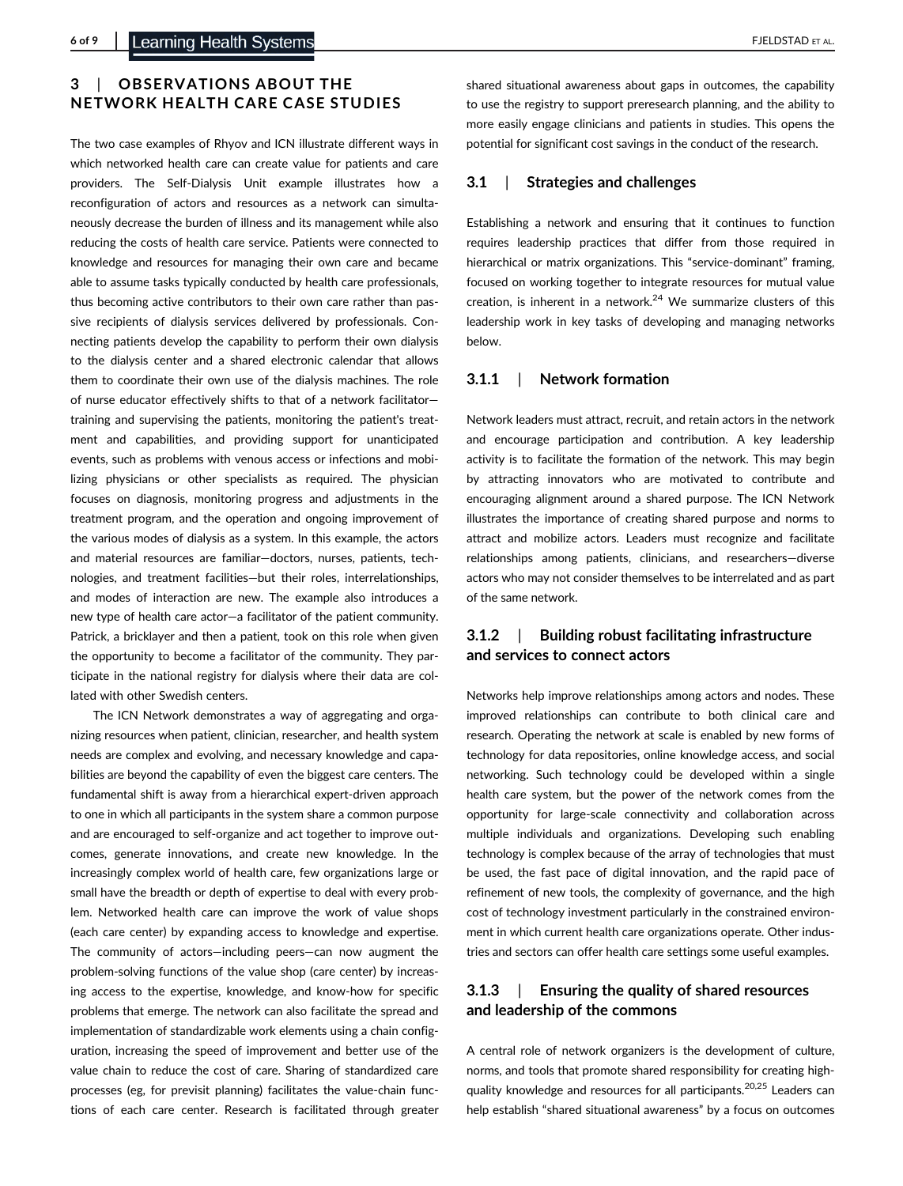## 3 | OBSERVATIONS ABOUT THE NETWORK HEALTH CARE CASE STUDIES

The two case examples of Rhyov and ICN illustrate different ways in which networked health care can create value for patients and care providers. The Self-Dialysis Unit example illustrates how a reconfiguration of actors and resources as a network can simultaneously decrease the burden of illness and its management while also reducing the costs of health care service. Patients were connected to knowledge and resources for managing their own care and became able to assume tasks typically conducted by health care professionals, thus becoming active contributors to their own care rather than passive recipients of dialysis services delivered by professionals. Connecting patients develop the capability to perform their own dialysis to the dialysis center and a shared electronic calendar that allows them to coordinate their own use of the dialysis machines. The role of nurse educator effectively shifts to that of a network facilitator—training and supervising the patients, monitoring the patient's treatment and capabilities, and providing support for unanticipated events, such as problems with venous access or infections and mobilizing physicians or other specialists as required. The physician focuses on diagnosis, monitoring progress and adjustments in the treatment program, and the operation and ongoing improvement of the various modes of dialysis as a system. In this example, the actors and material resources are familiar—doctors, nurses, patients, technologies, and treatment facilities—but their roles, interrelationships, and modes of interaction are new. The example also introduces a new type of health care actor—a facilitator of the patient community. Patrick, a bricklayer and then a patient, took on this role when given the opportunity to become a facilitator of the community. They participate in the national registry for dialysis where their data are collated with other Swedish centers.

The ICN Network demonstrates a way of aggregating and organizing resources when patient, clinician, researcher, and health system needs are complex and evolving, and necessary knowledge and capabilities are beyond the capability of even the biggest care centers. The fundamental shift is away from a hierarchical expert-driven approach to one in which all participants in the system share a common purpose and are encouraged to self-organize and act together to improve outcomes, generate innovations, and create new knowledge. In the increasingly complex world of health care, few organizations large or small have the breadth or depth of expertise to deal with every problem. Networked health care can improve the work of value shops (each care center) by expanding access to knowledge and expertise. The community of actors—including peers—can now augment the problem-solving functions of the value shop (care center) by increasing access to the expertise, knowledge, and know-how for specific problems that emerge. The network can also facilitate the spread and implementation of standardizable work elements using a chain configuration, increasing the speed of improvement and better use of the value chain to reduce the cost of care. Sharing of standardized care processes (eg, for previsit planning) facilitates the value-chain functions of each care center. Research is facilitated through greater shared situational awareness about gaps in outcomes, the capability to use the registry to support preresearch planning, and the ability to more easily engage clinicians and patients in studies. This opens the potential for significant cost savings in the conduct of the research.

### 3.1 | Strategies and challenges

Establishing a network and ensuring that it continues to function requires leadership practices that differ from those required in hierarchical or matrix organizations. This "service-dominant" framing, focused on working together to integrate resources for mutual value creation, is inherent in a network.[24] We summarize clusters of this leadership work in key tasks of developing and managing networks below.

#### 3.1.1 | Network formation

Network leaders must attract, recruit, and retain actors in the network and encourage participation and contribution. A key leadership activity is to facilitate the formation of the network. This may begin by attracting innovators who are motivated to contribute and encouraging alignment around a shared purpose. The ICN Network illustrates the importance of creating shared purpose and norms to attract and mobilize actors. Leaders must recognize and facilitate relationships among patients, clinicians, and researchers—diverse actors who may not consider themselves to be interrelated and as part of the same network.

#### 3.1.2 | Building robust facilitating infrastructure and services to connect actors

Networks help improve relationships among actors and nodes. These improved relationships can contribute to both clinical care and research. Operating the network at scale is enabled by new forms of technology for data repositories, online knowledge access, and social networking. Such technology could be developed within a single health care system, but the power of the network comes from the opportunity for large-scale connectivity and collaboration across multiple individuals and organizations. Developing such enabling technology is complex because of the array of technologies that must be used, the fast pace of digital innovation, and the rapid pace of refinement of new tools, the complexity of governance, and the high cost of technology investment particularly in the constrained environment in which current health care organizations operate. Other industries and sectors can offer health care settings some useful examples.

#### 3.1.3 | Ensuring the quality of shared resources and leadership of the commons

A central role of network organizers is the development of culture, norms, and tools that promote shared responsibility for creating high-quality knowledge and resources for all participants.[20,25] Leaders can help establish "shared situational awareness" by a focus on outcomes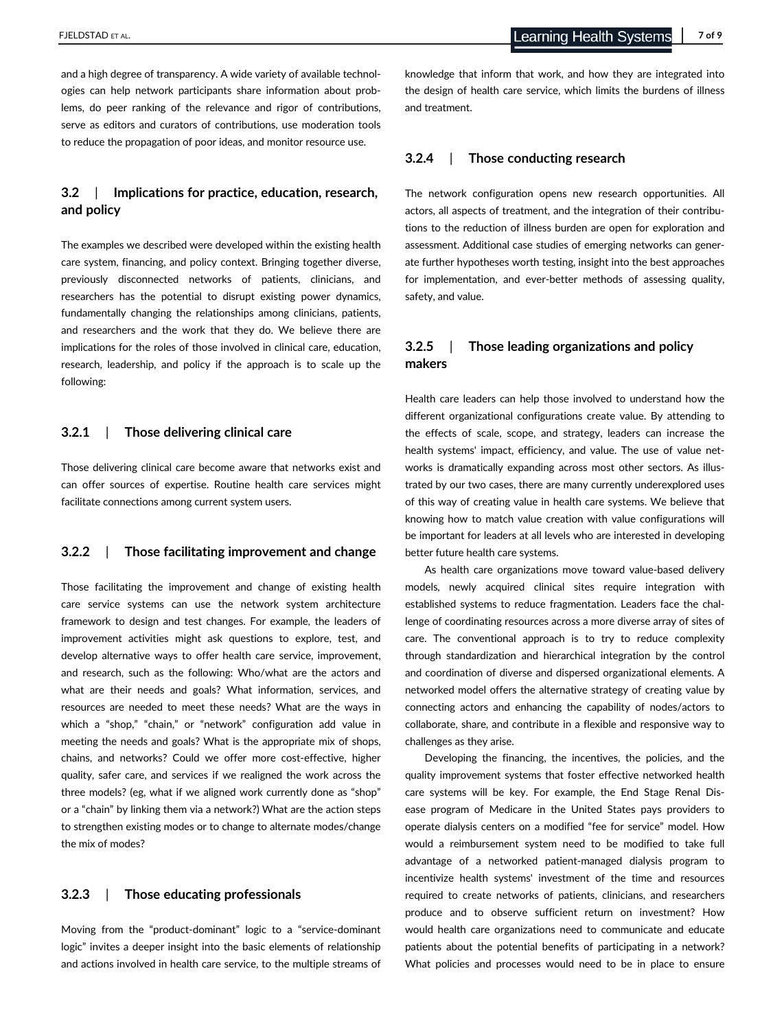and a high degree of transparency. A wide variety of available technologies can help network participants share information about problems, do peer ranking of the relevance and rigor of contributions, serve as editors and curators of contributions, use moderation tools to reduce the propagation of poor ideas, and monitor resource use.

## 3.2 | Implications for practice, education, research, and policy

The examples we described were developed within the existing health care system, financing, and policy context. Bringing together diverse, previously disconnected networks of patients, clinicians, and researchers has the potential to disrupt existing power dynamics, fundamentally changing the relationships among clinicians, patients, and researchers and the work that they do. We believe there are implications for the roles of those involved in clinical care, education, research, leadership, and policy if the approach is to scale up the following:

### 3.2.1 | Those delivering clinical care

Those delivering clinical care become aware that networks exist and can offer sources of expertise. Routine health care services might facilitate connections among current system users.

### 3.2.2 | Those facilitating improvement and change

Those facilitating the improvement and change of existing health care service systems can use the network system architecture framework to design and test changes. For example, the leaders of improvement activities might ask questions to explore, test, and develop alternative ways to offer health care service, improvement, and research, such as the following: Who/what are the actors and what are their needs and goals? What information, services, and resources are needed to meet these needs? What are the ways in which a "shop," "chain," or "network" configuration add value in meeting the needs and goals? What is the appropriate mix of shops, chains, and networks? Could we offer more cost-effective, higher quality, safer care, and services if we realigned the work across the three models? (eg, what if we aligned work currently done as "shop" or a "chain" by linking them via a network?) What are the action steps to strengthen existing modes or to change to alternate modes/change the mix of modes?

### 3.2.3 | Those educating professionals

Moving from the "product-dominant" logic to a "service-dominant logic" invites a deeper insight into the basic elements of relationship and actions involved in health care service, to the multiple streams of knowledge that inform that work, and how they are integrated into the design of health care service, which limits the burdens of illness and treatment.

### 3.2.4 | Those conducting research

The network configuration opens new research opportunities. All actors, all aspects of treatment, and the integration of their contributions to the reduction of illness burden are open for exploration and assessment. Additional case studies of emerging networks can generate further hypotheses worth testing, insight into the best approaches for implementation, and ever-better methods of assessing quality, safety, and value.

### 3.2.5 | Those leading organizations and policy makers

Health care leaders can help those involved to understand how the different organizational configurations create value. By attending to the effects of scale, scope, and strategy, leaders can increase the health systems' impact, efficiency, and value. The use of value networks is dramatically expanding across most other sectors. As illustrated by our two cases, there are many currently underexplored uses of this way of creating value in health care systems. We believe that knowing how to match value creation with value configurations will be important for leaders at all levels who are interested in developing better future health care systems.

As health care organizations move toward value-based delivery models, newly acquired clinical sites require integration with established systems to reduce fragmentation. Leaders face the challenge of coordinating resources across a more diverse array of sites of care. The conventional approach is to try to reduce complexity through standardization and hierarchical integration by the control and coordination of diverse and dispersed organizational elements. A networked model offers the alternative strategy of creating value by connecting actors and enhancing the capability of nodes/actors to collaborate, share, and contribute in a flexible and responsive way to challenges as they arise.

Developing the financing, the incentives, the policies, and the quality improvement systems that foster effective networked health care systems will be key. For example, the End Stage Renal Disease program of Medicare in the United States pays providers to operate dialysis centers on a modified "fee for service" model. How would a reimbursement system need to be modified to take full advantage of a networked patient-managed dialysis program to incentivize health systems' investment of the time and resources required to create networks of patients, clinicians, and researchers produce and to observe sufficient return on investment? How would health care organizations need to communicate and educate patients about the potential benefits of participating in a network? What policies and processes would need to be in place to ensure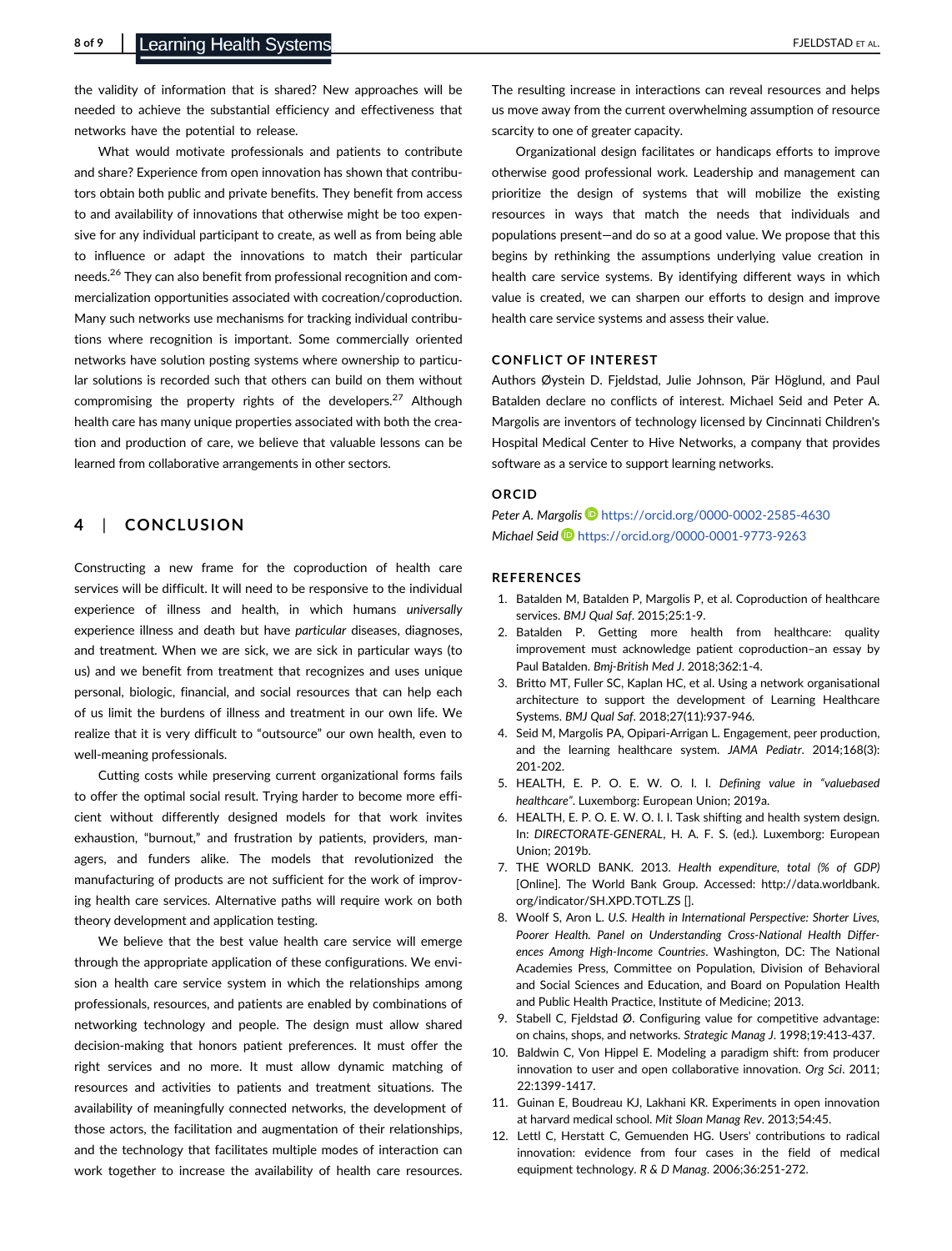the validity of information that is shared? New approaches will be needed to achieve the substantial efficiency and effectiveness that networks have the potential to release.

What would motivate professionals and patients to contribute and share? Experience from open innovation has shown that contributors obtain both public and private benefits. They benefit from access to and availability of innovations that otherwise might be too expensive for any individual participant to create, as well as from being able to influence or adapt the innovations to match their particular needs.[26] They can also benefit from professional recognition and commercialization opportunities associated with cocreation/coproduction. Many such networks use mechanisms for tracking individual contributions where recognition is important. Some commercially oriented networks have solution posting systems where ownership to particular solutions is recorded such that others can build on them without compromising the property rights of the developers.[27] Although health care has many unique properties associated with both the creation and production of care, we believe that valuable lessons can be learned from collaborative arrangements in other sectors.

## 4 | CONCLUSION

Constructing a new frame for the coproduction of health care services will be difficult. It will need to be responsive to the individual experience of illness and health, in which humans *universally* experience illness and death but have *particular* diseases, diagnoses, and treatment. When we are sick, we are sick in particular ways (to us) and we benefit from treatment that recognizes and uses unique personal, biologic, financial, and social resources that can help each of us limit the burdens of illness and treatment in our own life. We realize that it is very difficult to "outsource" our own health, even to well-meaning professionals.

Cutting costs while preserving current organizational forms fails to offer the optimal social result. Trying harder to become more efficient without differently designed models for that work invites exhaustion, "burnout," and frustration by patients, providers, managers, and funders alike. The models that revolutionized the manufacturing of products are not sufficient for the work of improving health care services. Alternative paths will require work on both theory development and application testing.

We believe that the best value health care service will emerge through the appropriate application of these configurations. We envision a health care service system in which the relationships among professionals, resources, and patients are enabled by combinations of networking technology and people. The design must allow shared decision-making that honors patient preferences. It must offer the right services and no more. It must allow dynamic matching of resources and activities to patients and treatment situations. The availability of meaningfully connected networks, the development of those actors, the facilitation and augmentation of their relationships, and the technology that facilitates multiple modes of interaction can work together to increase the availability of health care resources. The resulting increase in interactions can reveal resources and helps us move away from the current overwhelming assumption of resource scarcity to one of greater capacity.

Organizational design facilitates or handicaps efforts to improve otherwise good professional work. Leadership and management can prioritize the design of systems that will mobilize the existing resources in ways that match the needs that individuals and populations present—and do so at a good value. We propose that this begins by rethinking the assumptions underlying value creation in health care service systems. By identifying different ways in which value is created, we can sharpen our efforts to design and improve health care service systems and assess their value.

### CONFLICT OF INTEREST

Authors Øystein D. Fjeldstad, Julie Johnson, Pär Höglund, and Paul Batalden declare no conflicts of interest. Michael Seid and Peter A. Margolis are inventors of technology licensed by Cincinnati Children's Hospital Medical Center to Hive Networks, a company that provides software as a service to support learning networks.

### ORCID

*Peter A. Margolis* https://orcid.org/0000-0002-2585-4630
*Michael Seid* https://orcid.org/0000-0001-9773-9263

### REFERENCES

1. Batalden M, Batalden P, Margolis P, et al. Coproduction of healthcare services. *BMJ Qual Saf*. 2015;25:1-9.
2. Batalden P. Getting more health from healthcare: quality improvement must acknowledge patient coproduction–an essay by Paul Batalden. *Bmj-British Med J*. 2018;362:1-4.
3. Britto MT, Fuller SC, Kaplan HC, et al. Using a network organisational architecture to support the development of Learning Healthcare Systems. *BMJ Qual Saf*. 2018;27(11):937-946.
4. Seid M, Margolis PA, Opipari-Arrigan L. Engagement, peer production, and the learning healthcare system. *JAMA Pediatr*. 2014;168(3):201-202.
5. HEALTH, E. P. O. E. W. O. I. I. *Defining value in "valuebased healthcare"*. Luxemborg: European Union; 2019a.
6. HEALTH, E. P. O. E. W. O. I. I. Task shifting and health system design. In: *DIRECTORATE-GENERAL*, H. A. F. S. (ed.). Luxemborg: European Union; 2019b.
7. THE WORLD BANK. 2013. *Health expenditure, total (% of GDP)* [Online]. The World Bank Group. Accessed: http://data.worldbank.org/indicator/SH.XPD.TOTL.ZS [].
8. Woolf S, Aron L. *U.S. Health in International Perspective: Shorter Lives, Poorer Health. Panel on Understanding Cross-National Health Differences Among High-Income Countries*. Washington, DC: The National Academies Press, Committee on Population, Division of Behavioral and Social Sciences and Education, and Board on Population Health and Public Health Practice, Institute of Medicine; 2013.
9. Stabell C, Fjeldstad Ø. Configuring value for competitive advantage: on chains, shops, and networks. *Strategic Manag J*. 1998;19:413-437.
10. Baldwin C, Von Hippel E. Modeling a paradigm shift: from producer innovation to user and open collaborative innovation. *Org Sci*. 2011; 22:1399-1417.
11. Guinan E, Boudreau KJ, Lakhani KR. Experiments in open innovation at harvard medical school. *Mit Sloan Manag Rev*. 2013;54:45.
12. Lettl C, Herstatt C, Gemuenden HG. Users' contributions to radical innovation: evidence from four cases in the field of medical equipment technology. *R & D Manag*. 2006;36:251-272.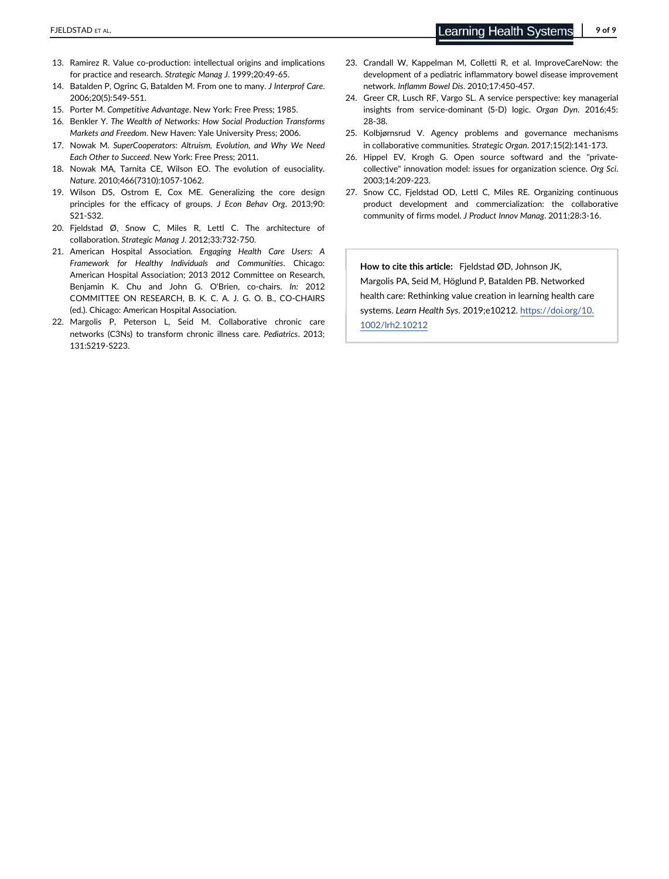13. Ramirez R. Value co-production: intellectual origins and implications for practice and research. *Strategic Manag J*. 1999;20:49-65.
14. Batalden P, Ogrinc G, Batalden M. From one to many. *J Interprof Care*. 2006;20(5):549-551.
15. Porter M. *Competitive Advantage*. New York: Free Press; 1985.
16. Benkler Y. *The Wealth of Networks: How Social Production Transforms Markets and Freedom*. New Haven: Yale University Press; 2006.
17. Nowak M. *SuperCooperators: Altruism, Evolution, and Why We Need Each Other to Succeed*. New York: Free Press; 2011.
18. Nowak MA, Tarnita CE, Wilson EO. The evolution of eusociality. *Nature*. 2010;466(7310):1057-1062.
19. Wilson DS, Ostrom E, Cox ME. Generalizing the core design principles for the efficacy of groups. *J Econ Behav Org*. 2013;90: S21-S32.
20. Fjeldstad Ø, Snow C, Miles R, Lettl C. The architecture of collaboration. *Strategic Manag J*. 2012;33:732-750.
21. American Hospital Association. *Engaging Health Care Users: A Framework for Healthy Individuals and Communities*. Chicago: American Hospital Association; 2013 2012 Committee on Research, Benjamin K. Chu and John G. O'Brien, co-chairs. *In:* 2012 COMMITTEE ON RESEARCH, B. K. C. A. J. G. O. B., CO-CHAIRS (ed.). Chicago: American Hospital Association.
22. Margolis P, Peterson L, Seid M. Collaborative chronic care networks (C3Ns) to transform chronic illness care. *Pediatrics*. 2013; 131:S219-S223.
23. Crandall W, Kappelman M, Colletti R, et al. ImproveCareNow: the development of a pediatric inflammatory bowel disease improvement network. *Inflamm Bowel Dis*. 2010;17:450-457.
24. Greer CR, Lusch RF, Vargo SL. A service perspective: key managerial insights from service-dominant (S-D) logic. *Organ Dyn*. 2016;45: 28-38.
25. Kolbjørnsrud V. Agency problems and governance mechanisms in collaborative communities. *Strategic Organ*. 2017;15(2):141-173.
26. Hippel EV, Krogh G. Open source softward and the "private-collective" innovation model: issues for organization science. *Org Sci*. 2003;14:209-223.
27. Snow CC, Fjeldstad OD, Lettl C, Miles RE. Organizing continuous product development and commercialization: the collaborative community of firms model. *J Product Innov Manag*. 2011;28:3-16.

**How to cite this article:** Fjeldstad ØD, Johnson JK, Margolis PA, Seid M, Höglund P, Batalden PB. Networked health care: Rethinking value creation in learning health care systems. *Learn Health Sys*. 2019;e10212. https://doi.org/10.1002/lrh2.10212